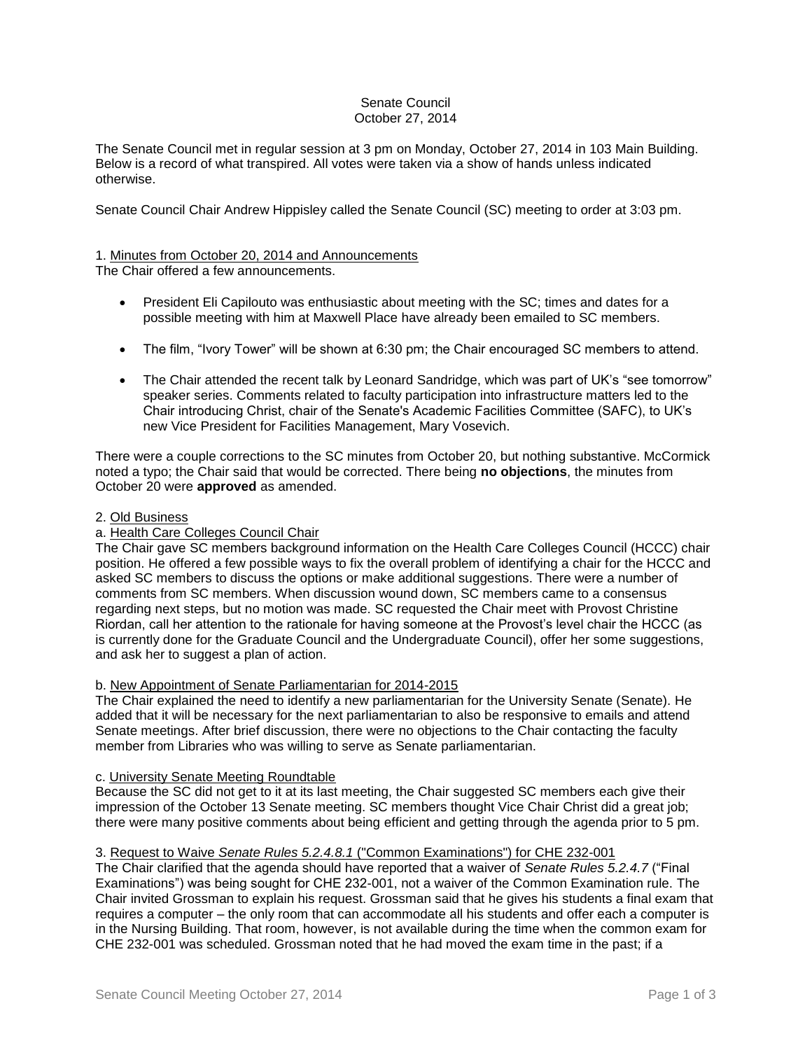Senate Council
October 27, 2014

The Senate Council met in regular session at 3 pm on Monday, October 27, 2014 in 103 Main Building. Below is a record of what transpired. All votes were taken via a show of hands unless indicated otherwise.

Senate Council Chair Andrew Hippisley called the Senate Council (SC) meeting to order at 3:03 pm.

1. Minutes from October 20, 2014 and Announcements

The Chair offered a few announcements.

- President Eli Capilouto was enthusiastic about meeting with the SC; times and dates for a possible meeting with him at Maxwell Place have already been emailed to SC members.
- The film, "Ivory Tower" will be shown at 6:30 pm; the Chair encouraged SC members to attend.
- The Chair attended the recent talk by Leonard Sandridge, which was part of UK's "see tomorrow" speaker series. Comments related to faculty participation into infrastructure matters led to the Chair introducing Christ, chair of the Senate's Academic Facilities Committee (SAFC), to UK's new Vice President for Facilities Management, Mary Vosevich.

There were a couple corrections to the SC minutes from October 20, but nothing substantive. McCormick noted a typo; the Chair said that would be corrected. There being **no objections**, the minutes from October 20 were **approved** as amended.

2. Old Business

a. Health Care Colleges Council Chair

The Chair gave SC members background information on the Health Care Colleges Council (HCCC) chair position. He offered a few possible ways to fix the overall problem of identifying a chair for the HCCC and asked SC members to discuss the options or make additional suggestions. There were a number of comments from SC members. When discussion wound down, SC members came to a consensus regarding next steps, but no motion was made. SC requested the Chair meet with Provost Christine Riordan, call her attention to the rationale for having someone at the Provost's level chair the HCCC (as is currently done for the Graduate Council and the Undergraduate Council), offer her some suggestions, and ask her to suggest a plan of action.

b. New Appointment of Senate Parliamentarian for 2014-2015

The Chair explained the need to identify a new parliamentarian for the University Senate (Senate). He added that it will be necessary for the next parliamentarian to also be responsive to emails and attend Senate meetings. After brief discussion, there were no objections to the Chair contacting the faculty member from Libraries who was willing to serve as Senate parliamentarian.

c. University Senate Meeting Roundtable

Because the SC did not get to it at its last meeting, the Chair suggested SC members each give their impression of the October 13 Senate meeting. SC members thought Vice Chair Christ did a great job; there were many positive comments about being efficient and getting through the agenda prior to 5 pm.

3. Request to Waive *Senate Rules 5.2.4.8.1* ("Common Examinations") for CHE 232-001

The Chair clarified that the agenda should have reported that a waiver of *Senate Rules 5.2.4.7* ("Final Examinations") was being sought for CHE 232-001, not a waiver of the Common Examination rule. The Chair invited Grossman to explain his request. Grossman said that he gives his students a final exam that requires a computer – the only room that can accommodate all his students and offer each a computer is in the Nursing Building. That room, however, is not available during the time when the common exam for CHE 232-001 was scheduled. Grossman noted that he had moved the exam time in the past; if a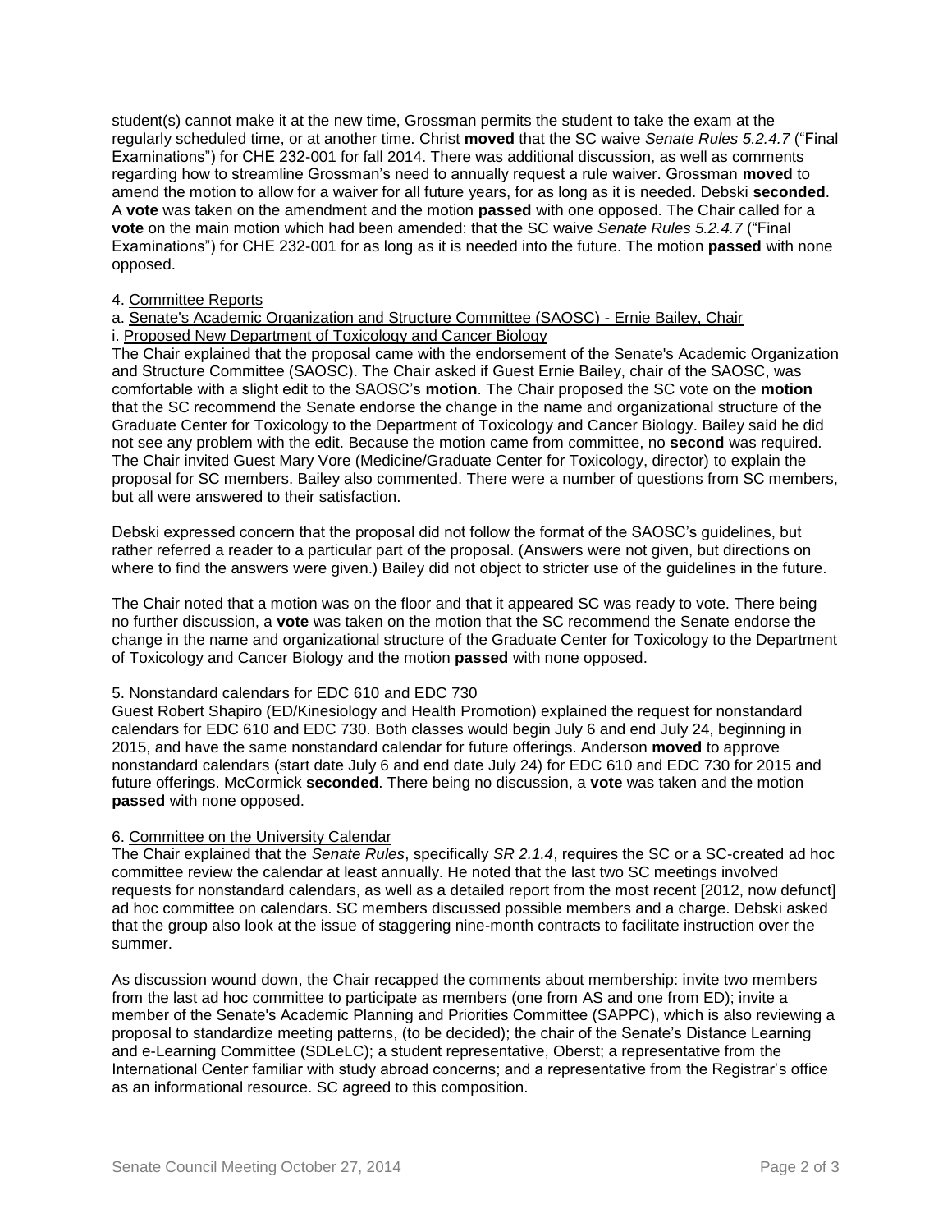student(s) cannot make it at the new time, Grossman permits the student to take the exam at the regularly scheduled time, or at another time. Christ **moved** that the SC waive *Senate Rules 5.2.4.7* ("Final Examinations") for CHE 232-001 for fall 2014. There was additional discussion, as well as comments regarding how to streamline Grossman's need to annually request a rule waiver. Grossman **moved** to amend the motion to allow for a waiver for all future years, for as long as it is needed. Debski **seconded**. A **vote** was taken on the amendment and the motion **passed** with one opposed. The Chair called for a **vote** on the main motion which had been amended: that the SC waive *Senate Rules 5.2.4.7* ("Final Examinations") for CHE 232-001 for as long as it is needed into the future. The motion **passed** with none opposed.

4. Committee Reports

a. Senate's Academic Organization and Structure Committee (SAOSC) - Ernie Bailey, Chair

i. Proposed New Department of Toxicology and Cancer Biology

The Chair explained that the proposal came with the endorsement of the Senate's Academic Organization and Structure Committee (SAOSC). The Chair asked if Guest Ernie Bailey, chair of the SAOSC, was comfortable with a slight edit to the SAOSC's **motion**. The Chair proposed the SC vote on the **motion** that the SC recommend the Senate endorse the change in the name and organizational structure of the Graduate Center for Toxicology to the Department of Toxicology and Cancer Biology. Bailey said he did not see any problem with the edit. Because the motion came from committee, no **second** was required. The Chair invited Guest Mary Vore (Medicine/Graduate Center for Toxicology, director) to explain the proposal for SC members. Bailey also commented. There were a number of questions from SC members, but all were answered to their satisfaction.

Debski expressed concern that the proposal did not follow the format of the SAOSC's guidelines, but rather referred a reader to a particular part of the proposal. (Answers were not given, but directions on where to find the answers were given.) Bailey did not object to stricter use of the guidelines in the future.

The Chair noted that a motion was on the floor and that it appeared SC was ready to vote. There being no further discussion, a **vote** was taken on the motion that the SC recommend the Senate endorse the change in the name and organizational structure of the Graduate Center for Toxicology to the Department of Toxicology and Cancer Biology and the motion **passed** with none opposed.

5. Nonstandard calendars for EDC 610 and EDC 730

Guest Robert Shapiro (ED/Kinesiology and Health Promotion) explained the request for nonstandard calendars for EDC 610 and EDC 730. Both classes would begin July 6 and end July 24, beginning in 2015, and have the same nonstandard calendar for future offerings. Anderson **moved** to approve nonstandard calendars (start date July 6 and end date July 24) for EDC 610 and EDC 730 for 2015 and future offerings. McCormick **seconded**. There being no discussion, a **vote** was taken and the motion **passed** with none opposed.

6. Committee on the University Calendar

The Chair explained that the *Senate Rules*, specifically *SR 2.1.4*, requires the SC or a SC-created ad hoc committee review the calendar at least annually. He noted that the last two SC meetings involved requests for nonstandard calendars, as well as a detailed report from the most recent [2012, now defunct] ad hoc committee on calendars. SC members discussed possible members and a charge. Debski asked that the group also look at the issue of staggering nine-month contracts to facilitate instruction over the summer.

As discussion wound down, the Chair recapped the comments about membership: invite two members from the last ad hoc committee to participate as members (one from AS and one from ED); invite a member of the Senate's Academic Planning and Priorities Committee (SAPPC), which is also reviewing a proposal to standardize meeting patterns, (to be decided); the chair of the Senate's Distance Learning and e-Learning Committee (SDLeLC); a student representative, Oberst; a representative from the International Center familiar with study abroad concerns; and a representative from the Registrar's office as an informational resource. SC agreed to this composition.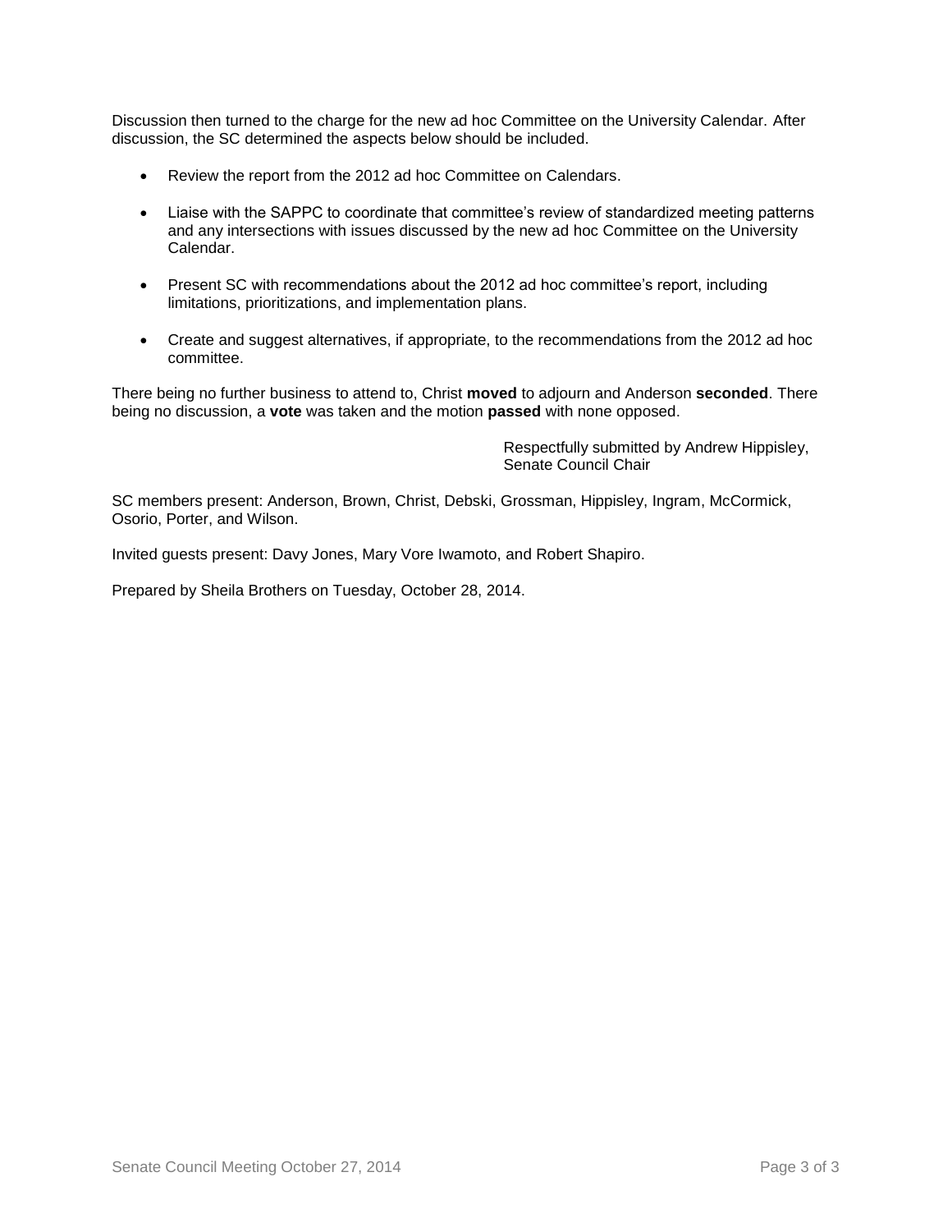Discussion then turned to the charge for the new ad hoc Committee on the University Calendar. After discussion, the SC determined the aspects below should be included.

- Review the report from the 2012 ad hoc Committee on Calendars.
- Liaise with the SAPPC to coordinate that committee's review of standardized meeting patterns and any intersections with issues discussed by the new ad hoc Committee on the University Calendar.
- Present SC with recommendations about the 2012 ad hoc committee's report, including limitations, prioritizations, and implementation plans.
- Create and suggest alternatives, if appropriate, to the recommendations from the 2012 ad hoc committee.

There being no further business to attend to, Christ **moved** to adjourn and Anderson **seconded**. There being no discussion, a **vote** was taken and the motion **passed** with none opposed.

Respectfully submitted by Andrew Hippisley,
Senate Council Chair

SC members present: Anderson, Brown, Christ, Debski, Grossman, Hippisley, Ingram, McCormick, Osorio, Porter, and Wilson.

Invited guests present: Davy Jones, Mary Vore Iwamoto, and Robert Shapiro.

Prepared by Sheila Brothers on Tuesday, October 28, 2014.